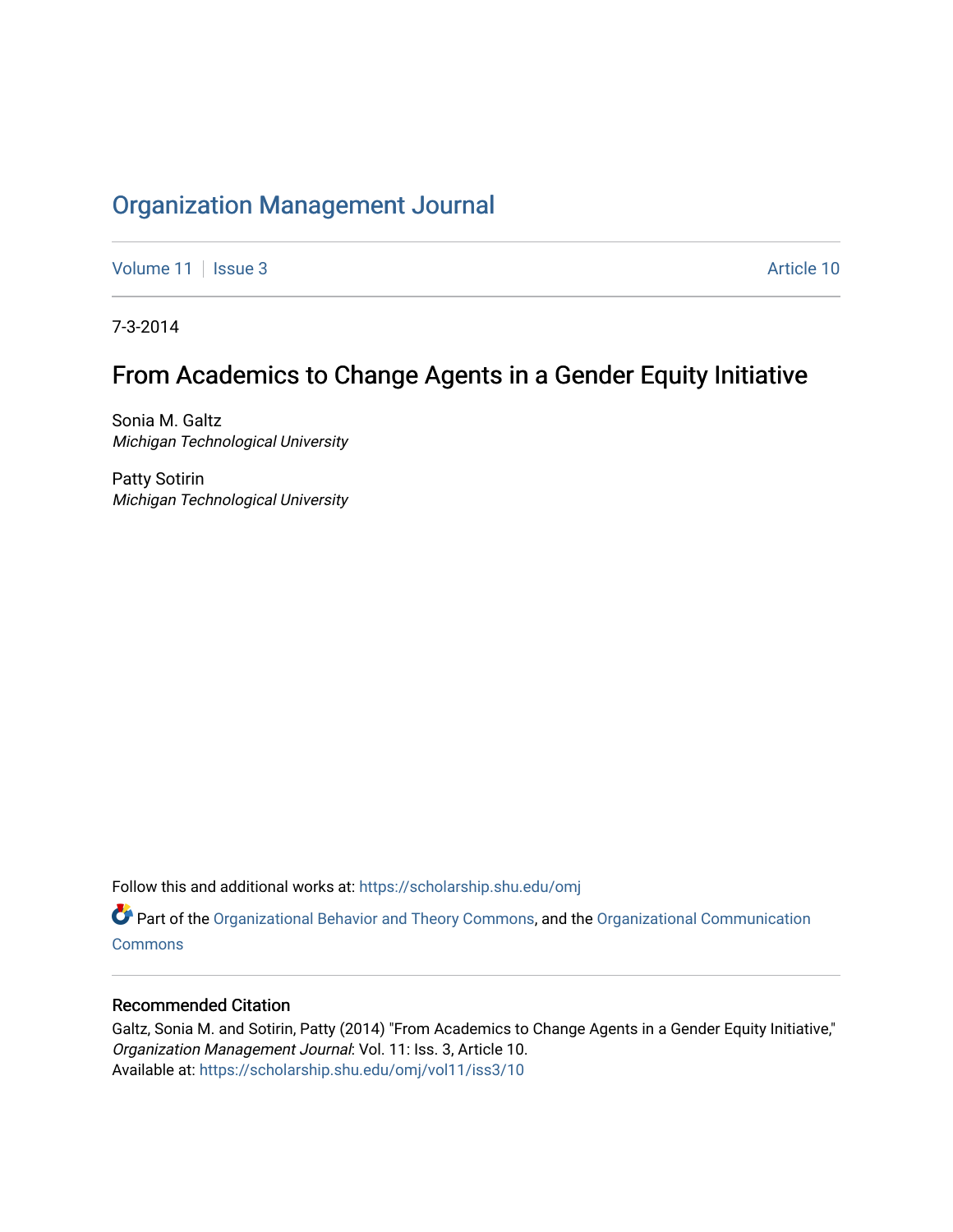# Organization Management Journal

Volume 11 | Issue 3 Article 10

7-3-2014

## From Academics to Change Agents in a Gender Equity Initiative

Sonia M. Galtz
*Michigan Technological University*

Patty Sotirin
*Michigan Technological University*

Follow this and additional works at: https://scholarship.shu.edu/omj

Part of the Organizational Behavior and Theory Commons, and the Organizational Communication Commons

### Recommended Citation

Galtz, Sonia M. and Sotirin, Patty (2014) "From Academics to Change Agents in a Gender Equity Initiative," *Organization Management Journal*: Vol. 11: Iss. 3, Article 10.
Available at: https://scholarship.shu.edu/omj/vol11/iss3/10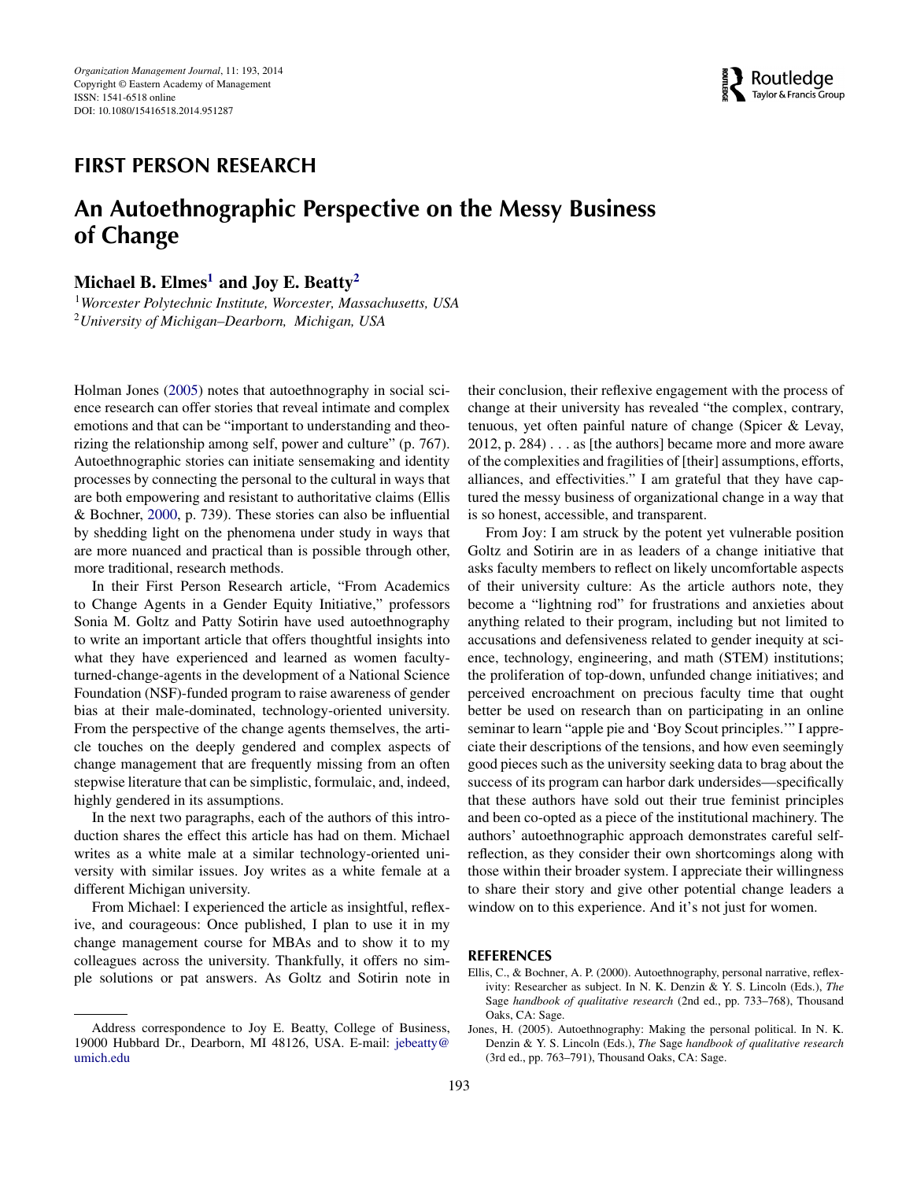## FIRST PERSON RESEARCH

# An Autoethnographic Perspective on the Messy Business of Change

**Michael B. Elmes**[1] **and Joy E. Beatty**[2]

[1]*Worcester Polytechnic Institute, Worcester, Massachusetts, USA*
[2]*University of Michigan–Dearborn, Michigan, USA*

Holman Jones (2005) notes that autoethnography in social science research can offer stories that reveal intimate and complex emotions and that can be "important to understanding and theorizing the relationship among self, power and culture" (p. 767). Autoethnographic stories can initiate sensemaking and identity processes by connecting the personal to the cultural in ways that are both empowering and resistant to authoritative claims (Ellis & Bochner, 2000, p. 739). These stories can also be influential by shedding light on the phenomena under study in ways that are more nuanced and practical than is possible through other, more traditional, research methods.

In their First Person Research article, "From Academics to Change Agents in a Gender Equity Initiative," professors Sonia M. Goltz and Patty Sotirin have used autoethnography to write an important article that offers thoughtful insights into what they have experienced and learned as women faculty-turned-change-agents in the development of a National Science Foundation (NSF)-funded program to raise awareness of gender bias at their male-dominated, technology-oriented university. From the perspective of the change agents themselves, the article touches on the deeply gendered and complex aspects of change management that are frequently missing from an often stepwise literature that can be simplistic, formulaic, and, indeed, highly gendered in its assumptions.

In the next two paragraphs, each of the authors of this introduction shares the effect this article has had on them. Michael writes as a white male at a similar technology-oriented university with similar issues. Joy writes as a white female at a different Michigan university.

From Michael: I experienced the article as insightful, reflexive, and courageous: Once published, I plan to use it in my change management course for MBAs and to show it to my colleagues across the university. Thankfully, it offers no simple solutions or pat answers. As Goltz and Sotirin note in their conclusion, their reflexive engagement with the process of change at their university has revealed "the complex, contrary, tenuous, yet often painful nature of change (Spicer & Levay, 2012, p. 284) . . . as [the authors] became more and more aware of the complexities and fragilities of [their] assumptions, efforts, alliances, and effectivities." I am grateful that they have captured the messy business of organizational change in a way that is so honest, accessible, and transparent.

From Joy: I am struck by the potent yet vulnerable position Goltz and Sotirin are in as leaders of a change initiative that asks faculty members to reflect on likely uncomfortable aspects of their university culture: As the article authors note, they become a "lightning rod" for frustrations and anxieties about anything related to their program, including but not limited to accusations and defensiveness related to gender inequity at science, technology, engineering, and math (STEM) institutions; the proliferation of top-down, unfunded change initiatives; and perceived encroachment on precious faculty time that ought better be used on research than on participating in an online seminar to learn "apple pie and 'Boy Scout principles.'" I appreciate their descriptions of the tensions, and how even seemingly good pieces such as the university seeking data to brag about the success of its program can harbor dark undersides—specifically that these authors have sold out their true feminist principles and been co-opted as a piece of the institutional machinery. The authors' autoethnographic approach demonstrates careful self-reflection, as they consider their own shortcomings along with those within their broader system. I appreciate their willingness to share their story and give other potential change leaders a window on to this experience. And it's not just for women.

## REFERENCES

Ellis, C., & Bochner, A. P. (2000). Autoethnography, personal narrative, reflexivity: Researcher as subject. In N. K. Denzin & Y. S. Lincoln (Eds.), *The* Sage *handbook of qualitative research* (2nd ed., pp. 733–768), Thousand Oaks, CA: Sage.

Jones, H. (2005). Autoethnography: Making the personal political. In N. K. Denzin & Y. S. Lincoln (Eds.), *The* Sage *handbook of qualitative research* (3rd ed., pp. 763–791), Thousand Oaks, CA: Sage.

Address correspondence to Joy E. Beatty, College of Business, 19000 Hubbard Dr., Dearborn, MI 48126, USA. E-mail: jebeatty@umich.edu